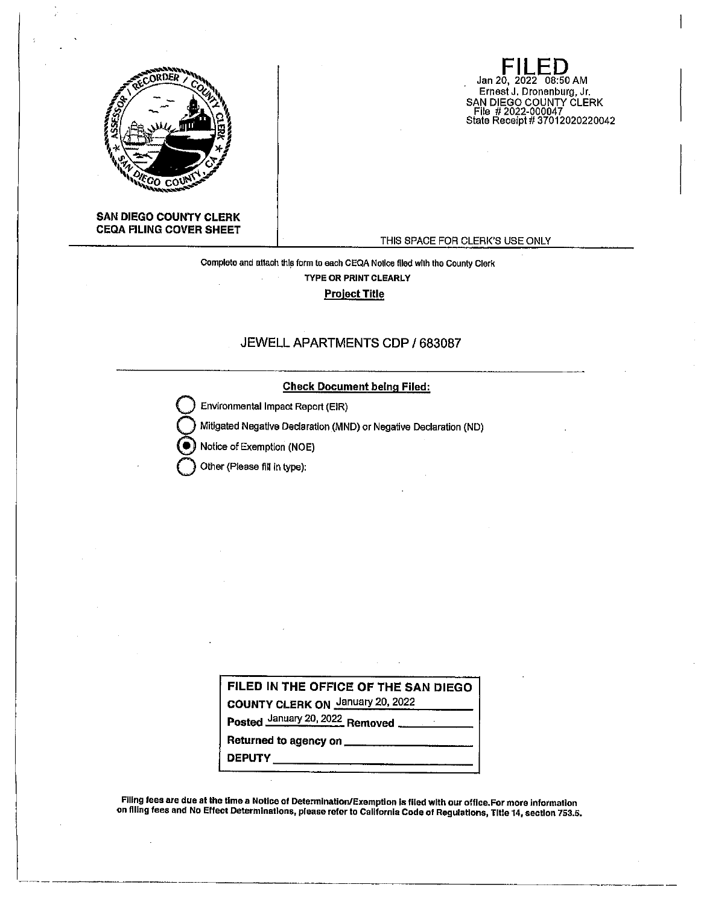**SAN DIEGO COUNTY CLERK**
**CEQA FILING COVER SHEET**

# FILED

Jan 20, 2022 08:50 AM
Ernest J. Dronenburg, Jr.
SAN DIEGO COUNTY CLERK
File # 2022-000047
State Receipt # 37012020220042

THIS SPACE FOR CLERK'S USE ONLY

Complete and attach this form to each CEQA Notice filed with the County Clerk

**TYPE OR PRINT CLEARLY**

**Project Title**

JEWELL APARTMENTS CDP / 683087

**Check Document being Filed:**

- ○ Environmental Impact Report (EIR)
- ○ Mitigated Negative Declaration (MND) or Negative Declaration (ND)
- ● Notice of Exemption (NOE)
- ○ Other (Please fill in type):

**FILED IN THE OFFICE OF THE SAN DIEGO COUNTY CLERK ON** January 20, 2022

**Posted** January 20, 2022 **Removed** \_\_\_\_\_\_\_\_\_\_

**Returned to agency on** \_\_\_\_\_\_\_\_\_\_

**DEPUTY** \_\_\_\_\_\_\_\_\_\_

**Filing fees are due at the time a Notice of Determination/Exemption is filed with our office. For more information on filing fees and No Effect Determinations, please refer to California Code of Regulations, Title 14, section 753.5.**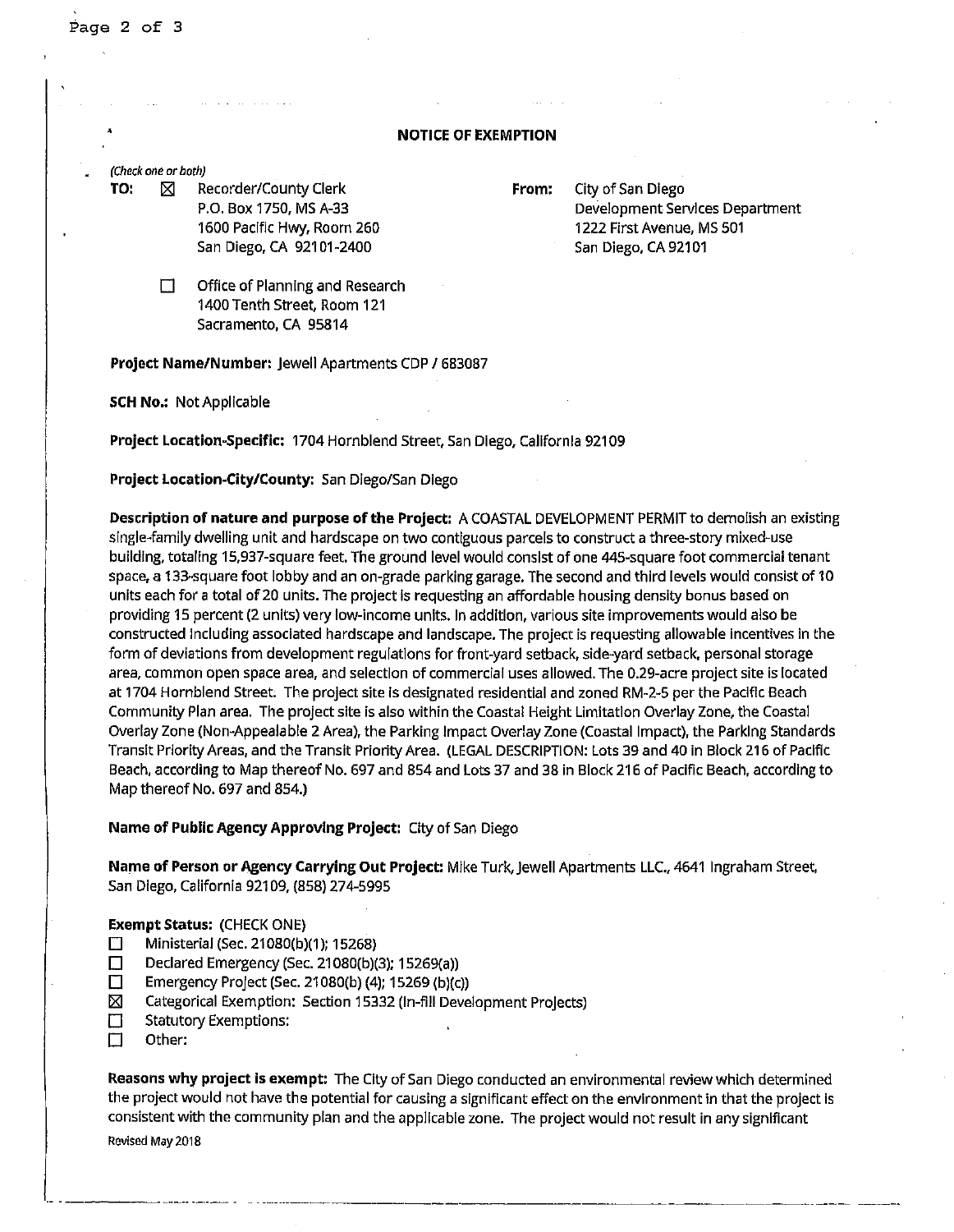# NOTICE OF EXEMPTION

*(Check one or both)*

**TO:** ☒ Recorder/County Clerk
P.O. Box 1750, MS A-33
1600 Pacific Hwy, Room 260
San Diego, CA 92101-2400

☐ Office of Planning and Research
1400 Tenth Street, Room 121
Sacramento, CA 95814

**From:** City of San Diego
Development Services Department
1222 First Avenue, MS 501
San Diego, CA 92101

**Project Name/Number:** Jewell Apartments CDP / 683087

**SCH No.:** Not Applicable

**Project Location-Specific:** 1704 Hornblend Street, San Diego, California 92109

**Project Location-City/County:** San Diego/San Diego

**Description of nature and purpose of the Project:** A COASTAL DEVELOPMENT PERMIT to demolish an existing single-family dwelling unit and hardscape on two contiguous parcels to construct a three-story mixed-use building, totaling 15,937-square feet. The ground level would consist of one 445-square foot commercial tenant space, a 133-square foot lobby and an on-grade parking garage. The second and third levels would consist of 10 units each for a total of 20 units. The project is requesting an affordable housing density bonus based on providing 15 percent (2 units) very low-income units. In addition, various site improvements would also be constructed including associated hardscape and landscape. The project is requesting allowable incentives in the form of deviations from development regulations for front-yard setback, side-yard setback, personal storage area, common open space area, and selection of commercial uses allowed. The 0.29-acre project site is located at 1704 Hornblend Street. The project site is designated residential and zoned RM-2-5 per the Pacific Beach Community Plan area. The project site is also within the Coastal Height Limitation Overlay Zone, the Coastal Overlay Zone (Non-Appealable 2 Area), the Parking Impact Overlay Zone (Coastal Impact), the Parking Standards Transit Priority Areas, and the Transit Priority Area. (LEGAL DESCRIPTION: Lots 39 and 40 in Block 216 of Pacific Beach, according to Map thereof No. 697 and 854 and Lots 37 and 38 in Block 216 of Pacific Beach, according to Map thereof No. 697 and 854.)

**Name of Public Agency Approving Project:** City of San Diego

**Name of Person or Agency Carrying Out Project:** Mike Turk, Jewell Apartments LLC., 4641 Ingraham Street, San Diego, California 92109, (858) 274-5995

**Exempt Status:** (CHECK ONE)

- ☐ Ministerial (Sec. 21080(b)(1); 15268)
- ☐ Declared Emergency (Sec. 21080(b)(3); 15269(a))
- ☐ Emergency Project (Sec. 21080(b) (4); 15269 (b)(c))
- ☒ Categorical Exemption: Section 15332 (In-fill Development Projects)
- ☐ Statutory Exemptions:
- ☐ Other:

**Reasons why project is exempt:** The City of San Diego conducted an environmental review which determined the project would not have the potential for causing a significant effect on the environment in that the project is consistent with the community plan and the applicable zone. The project would not result in any significant

Revised May 2018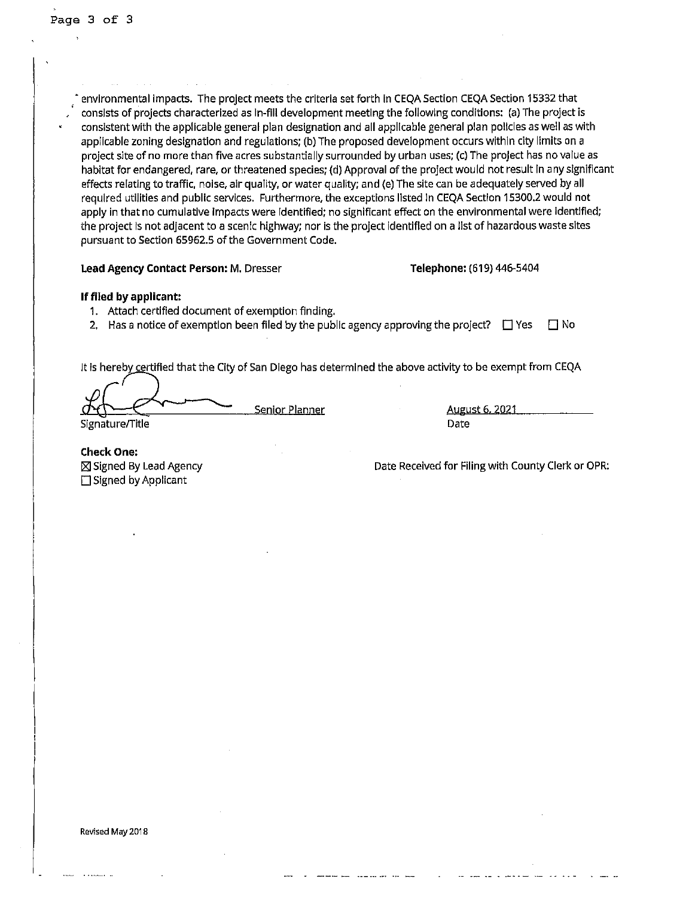environmental impacts. The project meets the criteria set forth in CEQA Section CEQA Section 15332 that consists of projects characterized as in-fill development meeting the following conditions: (a) The project is consistent with the applicable general plan designation and all applicable general plan policies as well as with applicable zoning designation and regulations; (b) The proposed development occurs within city limits on a project site of no more than five acres substantially surrounded by urban uses; (c) The project has no value as habitat for endangered, rare, or threatened species; (d) Approval of the project would not result in any significant effects relating to traffic, noise, air quality, or water quality; and (e) The site can be adequately served by all required utilities and public services. Furthermore, the exceptions listed in CEQA Section 15300.2 would not apply in that no cumulative impacts were identified; no significant effect on the environmental were identified; the project is not adjacent to a scenic highway; nor is the project identified on a list of hazardous waste sites pursuant to Section 65962.5 of the Government Code.

**Lead Agency Contact Person:** M. Dresser **Telephone:** (619) 446-5404

**If filed by applicant:**

1. Attach certified document of exemption finding.
2. Has a notice of exemption been filed by the public agency approving the project? ☐ Yes ☐ No

It is hereby certified that the City of San Diego has determined the above activity to be exempt from CEQA

Senior Planner August 6, 2021

Signature/Title Date

**Check One:**

☒ Signed By Lead Agency

☐ Signed by Applicant

Date Received for Filing with County Clerk or OPR:

Revised May 2018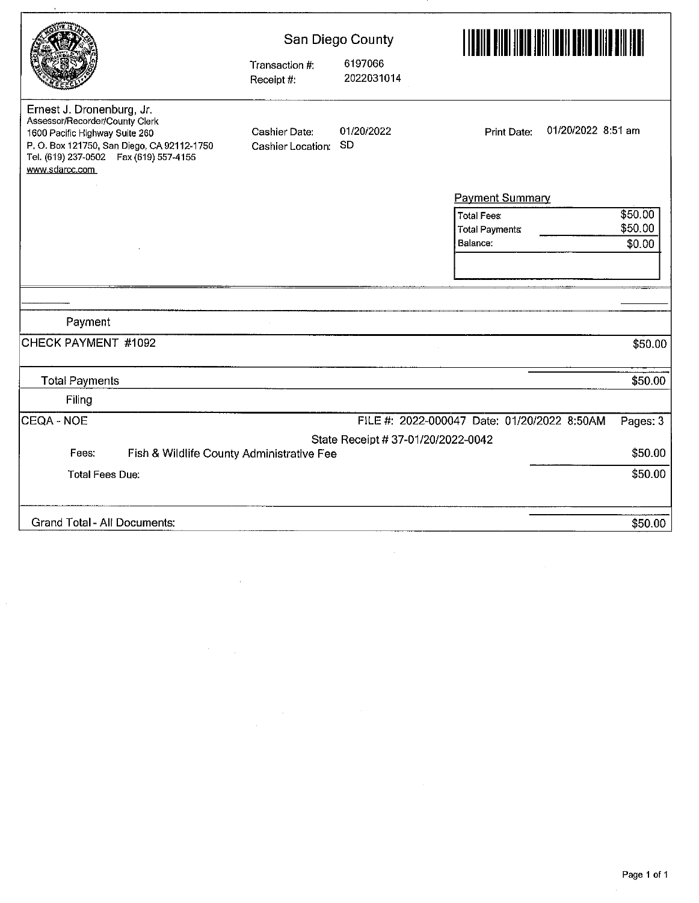## San Diego County

Transaction #: 6197066
Receipt #: 2022031014

Ernest J. Dronenburg, Jr.
Assessor/Recorder/County Clerk
1600 Pacific Highway Suite 260
P. O. Box 121750, San Diego, CA 92112-1750
Tel. (619) 237-0502 Fax (619) 557-4155
www.sdarcc.com

Cashier Date: 01/20/2022
Cashier Location: SD

Print Date: 01/20/2022 8:51 am

**Payment Summary**

| | |
|---|---|
| Total Fees | $50.00 |
| Total Payments | $50.00 |
| Balance: | $0.00 |

**Payment**

| | |
|---|---|
| CHECK PAYMENT #1092 | $50.00 |
| Total Payments | $50.00 |

**Filing**

CEQA - NOE — FILE #: 2022-000047 Date: 01/20/2022 8:50AM — Pages: 3

State Receipt # 37-01/20/2022-0042

| | | |
|---|---|---|
| Fees: | Fish & Wildlife County Administrative Fee | $50.00 |
| Total Fees Due: | | $50.00 |
| Grand Total - All Documents: | | $50.00 |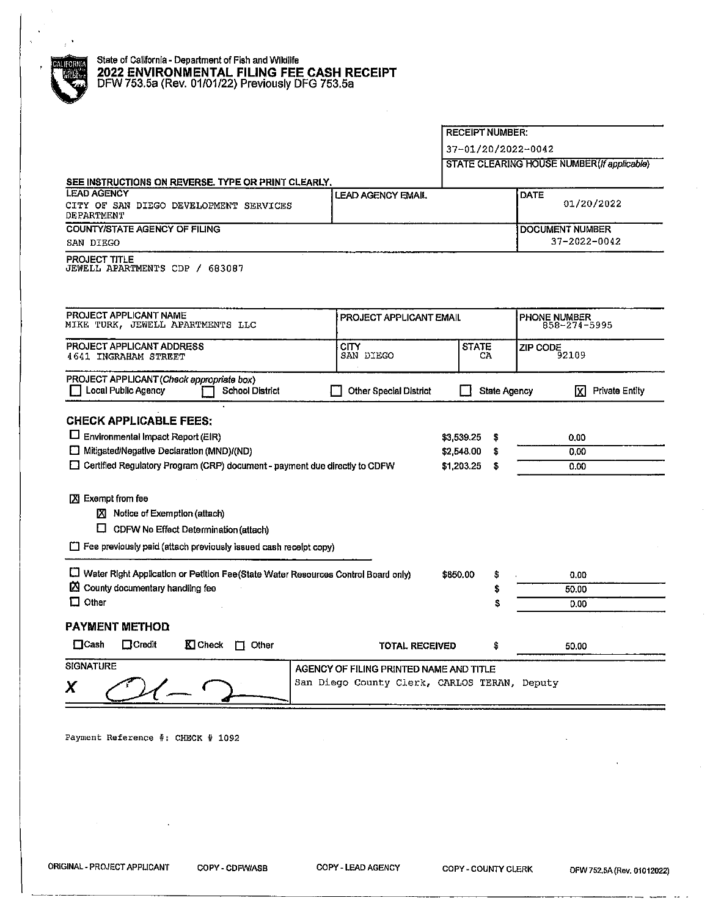State of California - Department of Fish and Wildlife

# 2022 ENVIRONMENTAL FILING FEE CASH RECEIPT

DFW 753.5a (Rev. 01/01/22) Previously DFG 753.5a

| | |
|---|---|
| RECEIPT NUMBER: | 37-01/20/2022-0042 |
| STATE CLEARING HOUSE NUMBER (If applicable) | |

SEE INSTRUCTIONS ON REVERSE. TYPE OR PRINT CLEARLY.

| LEAD AGENCY | LEAD AGENCY EMAIL | DATE |
|---|---|---|
| CITY OF SAN DIEGO DEVELOPMENT SERVICES DEPARTMENT | | 01/20/2022 |

| COUNTY/STATE AGENCY OF FILING | DOCUMENT NUMBER |
|---|---|
| SAN DIEGO | 37-2022-0042 |

PROJECT TITLE
JEWELL APARTMENTS CDP / 683087

| PROJECT APPLICANT NAME | PROJECT APPLICANT EMAIL | | PHONE NUMBER |
|---|---|---|---|
| MIKE TURK, JEWELL APARTMENTS LLC | | | 858-274-5995 |
| **PROJECT APPLICANT ADDRESS** | **CITY** | **STATE** | **ZIP CODE** |
| 4641 INGRAHAM STREET | SAN DIEGO | CA | 92109 |

PROJECT APPLICANT (Check appropriate box)
☐ Local Public Agency ☐ School District ☐ Other Special District ☐ State Agency ☒ Private Entity

## CHECK APPLICABLE FEES:

| | | |
|---|---|---|
| ☐ Environmental Impact Report (EIR) | $3,539.25 | $ 0.00 |
| ☐ Mitigated/Negative Declaration (MND)/(ND) | $2,548.00 | $ 0.00 |
| ☐ Certified Regulatory Program (CRP) document - payment due directly to CDFW | $1,203.25 | $ 0.00 |

☒ Exempt from fee
- ☒ Notice of Exemption (attach)
- ☐ CDFW No Effect Determination (attach)

☐ Fee previously paid (attach previously issued cash receipt copy)

| | | |
|---|---|---|
| ☐ Water Right Application or Petition Fee (State Water Resources Control Board only) | $850.00 | $ 0.00 |
| ☒ County documentary handling fee | | $ 50.00 |
| ☐ Other | | $ 0.00 |

## PAYMENT METHOD

☐ Cash ☐ Credit ☒ Check ☐ Other

**TOTAL RECEIVED** $ 50.00

| SIGNATURE | AGENCY OF FILING PRINTED NAME AND TITLE |
|---|---|
| X [signature] | San Diego County Clerk, CARLOS TERAN, Deputy |

Payment Reference #: CHECK # 1092

ORIGINAL - PROJECT APPLICANT COPY - CDFW/ASB COPY - LEAD AGENCY COPY - COUNTY CLERK DFW 752.5A (Rev. 01012022)